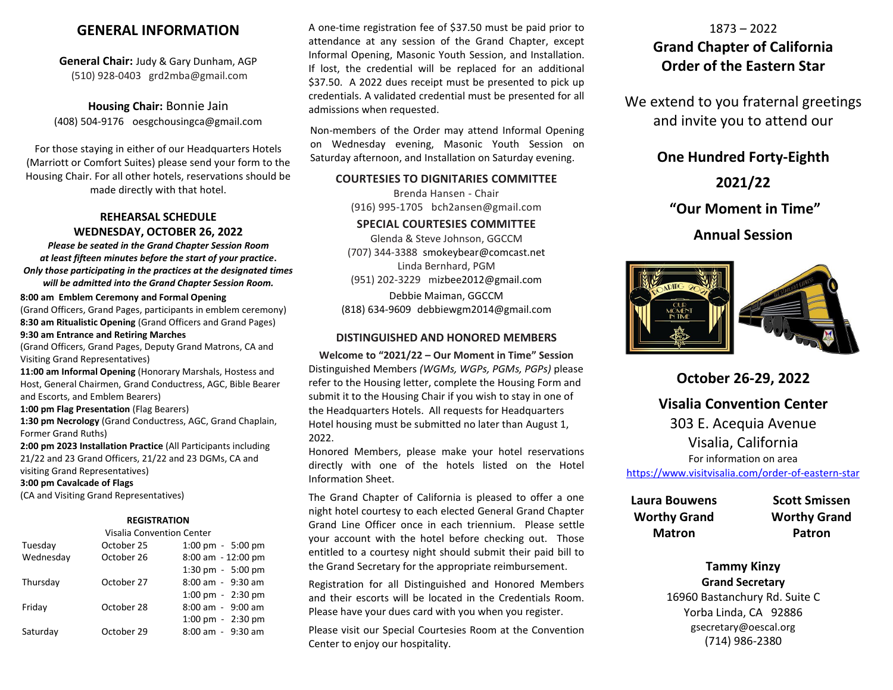## GENERAL INFORMATION

**General Chair:** Judy & Gary Dunham, AGP
(510) 928-0403 grd2mba@gmail.com

**Housing Chair:** Bonnie Jain
(408) 504-9176 oesgchousingca@gmail.com

For those staying in either of our Headquarters Hotels (Marriott or Comfort Suites) please send your form to the Housing Chair. For all other hotels, reservations should be made directly with that hotel.

### REHEARSAL SCHEDULE
### WEDNESDAY, OCTOBER 26, 2022

***Please be seated in the Grand Chapter Session Room at least fifteen minutes before the start of your practice. Only those participating in the practices at the designated times will be admitted into the Grand Chapter Session Room.***

**8:00 am Emblem Ceremony and Formal Opening**
(Grand Officers, Grand Pages, participants in emblem ceremony)
**8:30 am Ritualistic Opening** (Grand Officers and Grand Pages)
**9:30 am Entrance and Retiring Marches**
(Grand Officers, Grand Pages, Deputy Grand Matrons, CA and Visiting Grand Representatives)
**11:00 am Informal Opening** (Honorary Marshals, Hostess and Host, General Chairmen, Grand Conductress, AGC, Bible Bearer and Escorts, and Emblem Bearers)
**1:00 pm Flag Presentation** (Flag Bearers)
**1:30 pm Necrology** (Grand Conductress, AGC, Grand Chaplain, Former Grand Ruths)
**2:00 pm 2023 Installation Practice** (All Participants including 21/22 and 23 Grand Officers, 21/22 and 23 DGMs, CA and visiting Grand Representatives)
**3:00 pm Cavalcade of Flags**
(CA and Visiting Grand Representatives)

### REGISTRATION

Visalia Convention Center

| | | |
|---|---|---|
| Tuesday | October 25 | 1:00 pm - 5:00 pm |
| Wednesday | October 26 | 8:00 am - 12:00 pm |
| | | 1:30 pm - 5:00 pm |
| Thursday | October 27 | 8:00 am - 9:30 am |
| | | 1:00 pm - 2:30 pm |
| Friday | October 28 | 8:00 am - 9:00 am |
| | | 1:00 pm - 2:30 pm |
| Saturday | October 29 | 8:00 am - 9:30 am |

A one-time registration fee of $37.50 must be paid prior to attendance at any session of the Grand Chapter, except Informal Opening, Masonic Youth Session, and Installation. If lost, the credential will be replaced for an additional $37.50. A 2022 dues receipt must be presented to pick up credentials. A validated credential must be presented for all admissions when requested.

Non-members of the Order may attend Informal Opening on Wednesday evening, Masonic Youth Session on Saturday afternoon, and Installation on Saturday evening.

### COURTESIES TO DIGNITARIES COMMITTEE

Brenda Hansen - Chair
(916) 995-1705 bch2ansen@gmail.com

### SPECIAL COURTESIES COMMITTEE

Glenda & Steve Johnson, GGCCM
(707) 344-3388 smokeybear@comcast.net
Linda Bernhard, PGM
(951) 202-3229 mizbee2012@gmail.com
Debbie Maiman, GGCCM
(818) 634-9609 debbiewgm2014@gmail.com

### DISTINGUISHED AND HONORED MEMBERS

**Welcome to "2021/22 – Our Moment in Time" Session**

Distinguished Members *(WGMs, WGPs, PGMs, PGPs)* please refer to the Housing letter, complete the Housing Form and submit it to the Housing Chair if you wish to stay in one of the Headquarters Hotels. All requests for Headquarters Hotel housing must be submitted no later than August 1, 2022.

Honored Members, please make your hotel reservations directly with one of the hotels listed on the Hotel Information Sheet.

The Grand Chapter of California is pleased to offer a one night hotel courtesy to each elected General Grand Chapter Grand Line Officer once in each triennium. Please settle your account with the hotel before checking out. Those entitled to a courtesy night should submit their paid bill to the Grand Secretary for the appropriate reimbursement.

Registration for all Distinguished and Honored Members and their escorts will be located in the Credentials Room. Please have your dues card with you when you register.

Please visit our Special Courtesies Room at the Convention Center to enjoy our hospitality.

1873 – 2022

# Grand Chapter of California
# Order of the Eastern Star

We extend to you fraternal greetings and invite you to attend our

## One Hundred Forty-Eighth
## 2021/22
## "Our Moment in Time"
## Annual Session

## October 26-29, 2022

## Visalia Convention Center

303 E. Acequia Avenue
Visalia, California
For information on area
https://www.visitvisalia.com/order-of-eastern-star

**Laura Bouwens**
**Worthy Grand Matron**

**Scott Smissen**
**Worthy Grand Patron**

**Tammy Kinzy**
**Grand Secretary**
16960 Bastanchury Rd. Suite C
Yorba Linda, CA 92886
gsecretary@oescal.org
(714) 986-2380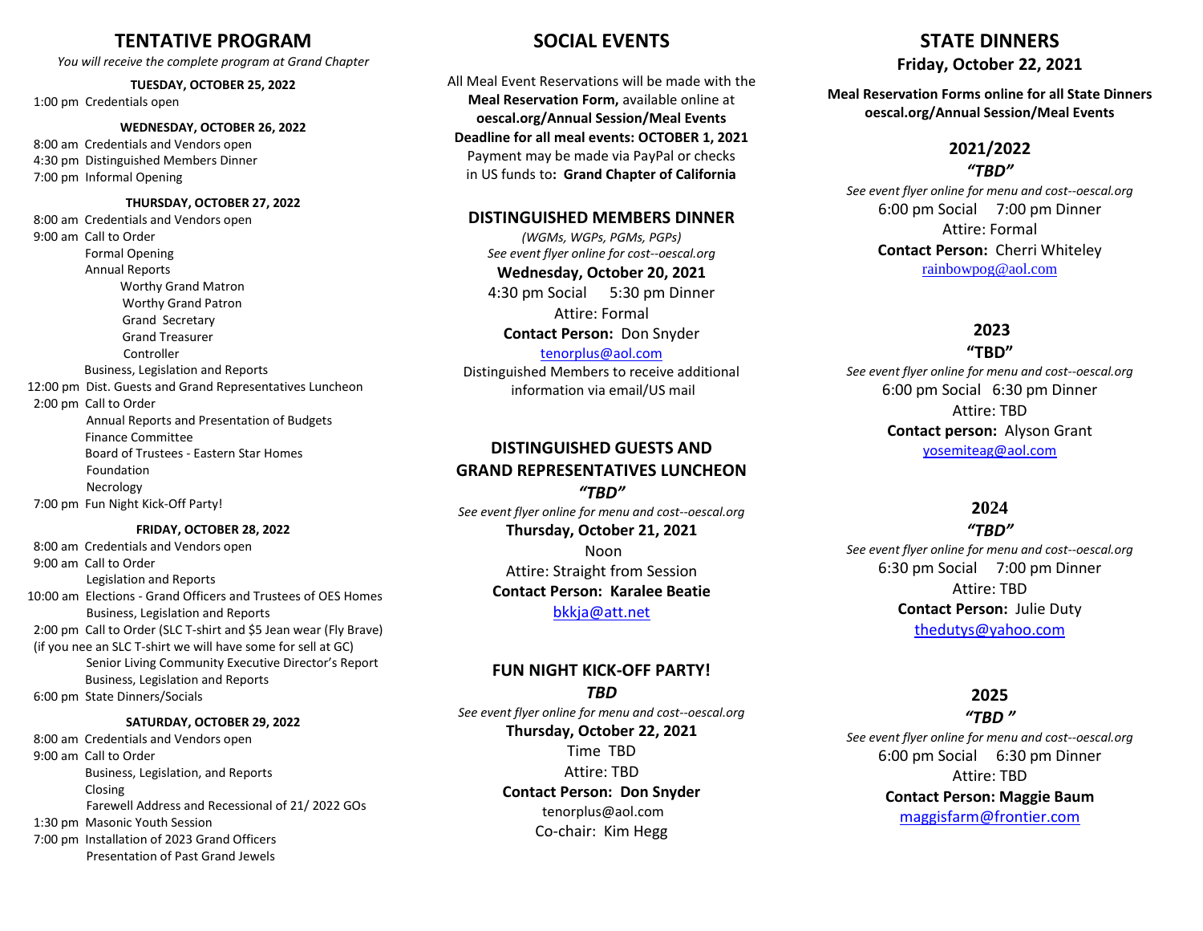# TENTATIVE PROGRAM

*You will receive the complete program at Grand Chapter*

**TUESDAY, OCTOBER 25, 2022**

1:00 pm Credentials open

**WEDNESDAY, OCTOBER 26, 2022**

8:00 am Credentials and Vendors open
4:30 pm Distinguished Members Dinner
7:00 pm Informal Opening

**THURSDAY, OCTOBER 27, 2022**

8:00 am Credentials and Vendors open
9:00 am Call to Order
Formal Opening
Annual Reports
Worthy Grand Matron
Worthy Grand Patron
Grand Secretary
Grand Treasurer
Controller
Business, Legislation and Reports
12:00 pm Dist. Guests and Grand Representatives Luncheon
2:00 pm Call to Order
Annual Reports and Presentation of Budgets
Finance Committee
Board of Trustees - Eastern Star Homes
Foundation
Necrology
7:00 pm Fun Night Kick-Off Party!

**FRIDAY, OCTOBER 28, 2022**

8:00 am Credentials and Vendors open
9:00 am Call to Order
Legislation and Reports
10:00 am Elections - Grand Officers and Trustees of OES Homes
Business, Legislation and Reports
2:00 pm Call to Order (SLC T-shirt and $5 Jean wear (Fly Brave)
(if you nee an SLC T-shirt we will have some for sell at GC)
Senior Living Community Executive Director's Report
Business, Legislation and Reports
6:00 pm State Dinners/Socials

**SATURDAY, OCTOBER 29, 2022**

8:00 am Credentials and Vendors open
9:00 am Call to Order
Business, Legislation, and Reports
Closing
Farewell Address and Recessional of 21/ 2022 GOs
1:30 pm Masonic Youth Session
7:00 pm Installation of 2023 Grand Officers
Presentation of Past Grand Jewels

# SOCIAL EVENTS

All Meal Event Reservations will be made with the **Meal Reservation Form,** available online at **oescal.org/Annual Session/Meal Events**
**Deadline for all meal events: OCTOBER 1, 2021**
Payment may be made via PayPal or checks in US funds to**: Grand Chapter of California**

## DISTINGUISHED MEMBERS DINNER

*(WGMs, WGPs, PGMs, PGPs)*
*See event flyer online for cost--oescal.org*
**Wednesday, October 20, 2021**
4:30 pm Social 5:30 pm Dinner
Attire: Formal
**Contact Person:** Don Snyder
tenorplus@aol.com
Distinguished Members to receive additional information via email/US mail

## DISTINGUISHED GUESTS AND GRAND REPRESENTATIVES LUNCHEON

***"TBD"***
*See event flyer online for menu and cost--oescal.org*
**Thursday, October 21, 2021**
Noon
Attire: Straight from Session
**Contact Person: Karalee Beatie**
bkkja@att.net

## FUN NIGHT KICK-OFF PARTY!

***TBD***
*See event flyer online for menu and cost--oescal.org*
**Thursday, October 22, 2021**
Time TBD
Attire: TBD
**Contact Person: Don Snyder**
tenorplus@aol.com
Co-chair: Kim Hegg

# STATE DINNERS

**Friday, October 22, 2021**

**Meal Reservation Forms online for all State Dinners oescal.org/Annual Session/Meal Events**

## 2021/2022

***"TBD"***
*See event flyer online for menu and cost--oescal.org*
6:00 pm Social 7:00 pm Dinner
Attire: Formal
**Contact Person:** Cherri Whiteley
rainbowpog@aol.com

## 2023

**"TBD"**
*See event flyer online for menu and cost--oescal.org*
6:00 pm Social 6:30 pm Dinner
Attire: TBD
**Contact person:** Alyson Grant
yosemiteag@aol.com

## 2024

***"TBD"***
*See event flyer online for menu and cost--oescal.org*
6:30 pm Social 7:00 pm Dinner
Attire: TBD
**Contact Person:** Julie Duty
thedutys@yahoo.com

## 2025

***"TBD "***
*See event flyer online for menu and cost--oescal.org*
6:00 pm Social 6:30 pm Dinner
Attire: TBD
**Contact Person: Maggie Baum**
maggisfarm@frontier.com